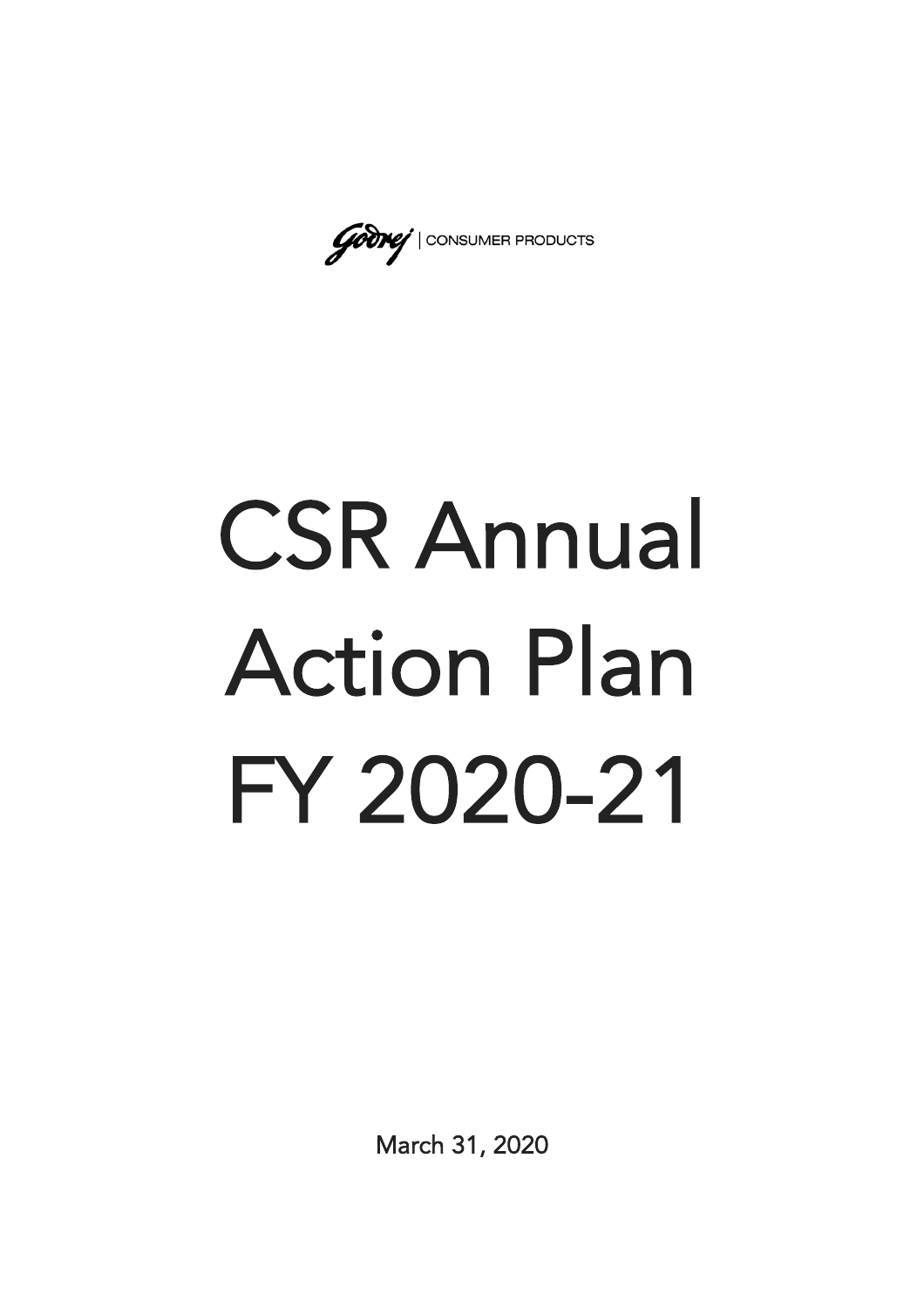Godrej | CONSUMER PRODUCTS

# CSR Annual Action Plan FY 2020-21

March 31, 2020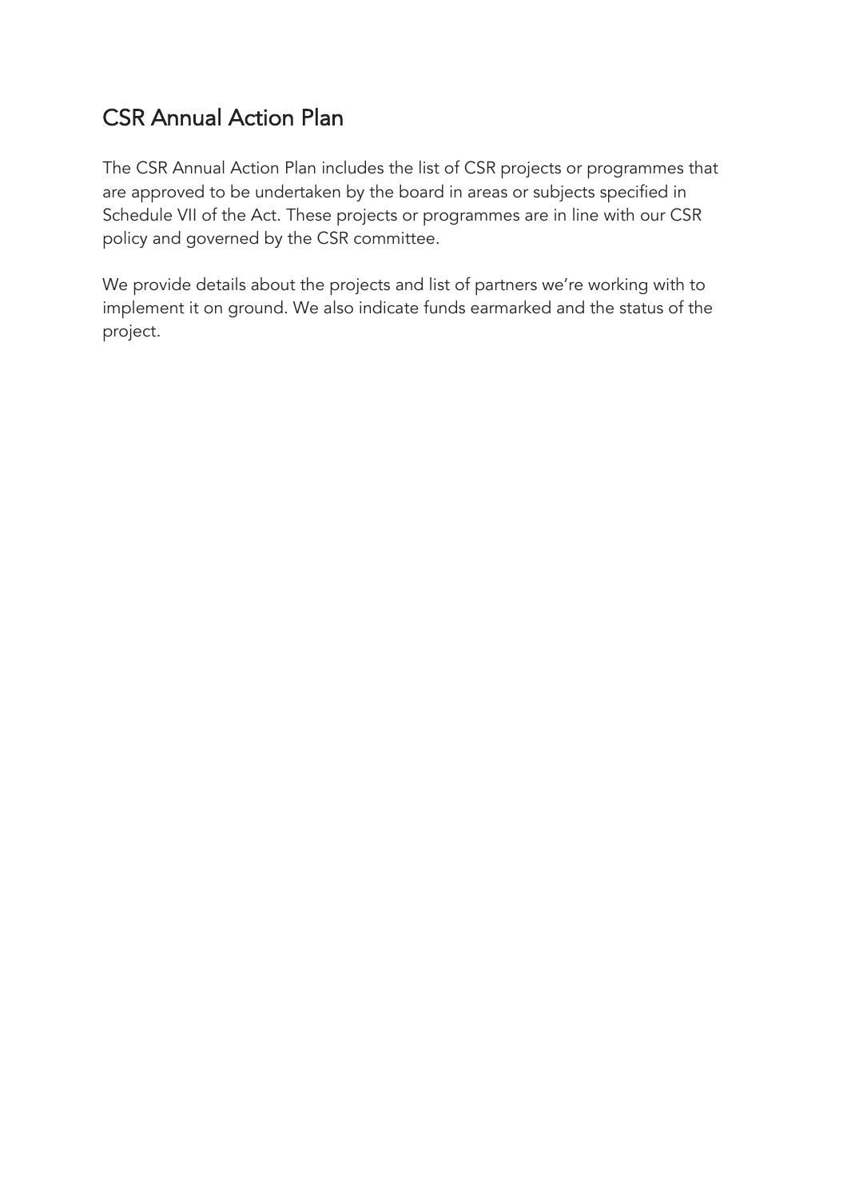## CSR Annual Action Plan

The CSR Annual Action Plan includes the list of CSR projects or programmes that are approved to be undertaken by the board in areas or subjects specified in Schedule VII of the Act. These projects or programmes are in line with our CSR policy and governed by the CSR committee.

We provide details about the projects and list of partners we're working with to implement it on ground. We also indicate funds earmarked and the status of the project.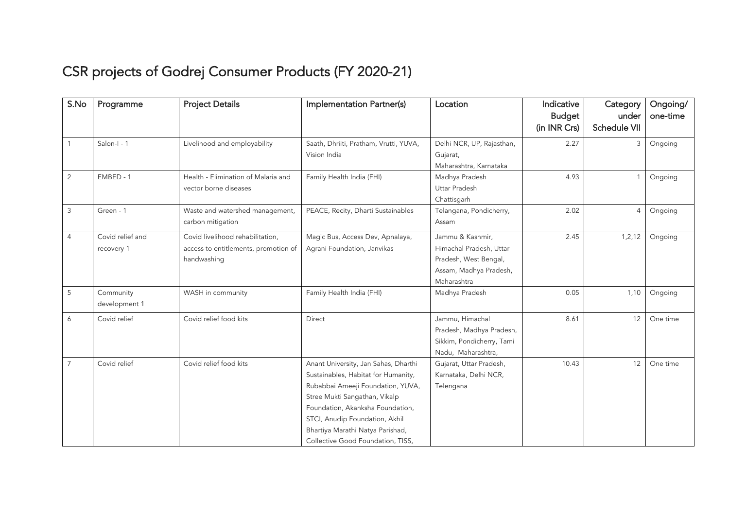# CSR projects of Godrej Consumer Products (FY 2020-21)

| S.No | Programme | Project Details | Implementation Partner(s) | Location | Indicative Budget (in INR Crs) | Category under Schedule VII | Ongoing/ one-time |
|---|---|---|---|---|---|---|---|
| 1 | Salon-I - 1 | Livelihood and employability | Saath, Dhriiti, Pratham, Vrutti, YUVA, Vision India | Delhi NCR, UP, Rajasthan, Gujarat, Maharashtra, Karnataka | 2.27 | 3 | Ongoing |
| 2 | EMBED - 1 | Health - Elimination of Malaria and vector borne diseases | Family Health India (FHI) | Madhya Pradesh Uttar Pradesh Chattisgarh | 4.93 | 1 | Ongoing |
| 3 | Green - 1 | Waste and watershed management, carbon mitigation | PEACE, Recity, Dharti Sustainables | Telangana, Pondicherry, Assam | 2.02 | 4 | Ongoing |
| 4 | Covid relief and recovery 1 | Covid livelihood rehabilitation, access to entitlements, promotion of handwashing | Magic Bus, Access Dev, Apnalaya, Agrani Foundation, Janvikas | Jammu & Kashmir, Himachal Pradesh, Uttar Pradesh, West Bengal, Assam, Madhya Pradesh, Maharashtra | 2.45 | 1,2,12 | Ongoing |
| 5 | Community development 1 | WASH in community | Family Health India (FHI) | Madhya Pradesh | 0.05 | 1,10 | Ongoing |
| 6 | Covid relief | Covid relief food kits | Direct | Jammu, Himachal Pradesh, Madhya Pradesh, Sikkim, Pondicherry, Tami Nadu, Maharashtra, | 8.61 | 12 | One time |
| 7 | Covid relief | Covid relief food kits | Anant University, Jan Sahas, Dharthi Sustainables, Habitat for Humanity, Rubabbai Ameeji Foundation, YUVA, Stree Mukti Sangathan, Vikalp Foundation, Akanksha Foundation, STCI, Anudip Foundation, Akhil Bhartiya Marathi Natya Parishad, Collective Good Foundation, TISS, | Gujarat, Uttar Pradesh, Karnataka, Delhi NCR, Telengana | 10.43 | 12 | One time |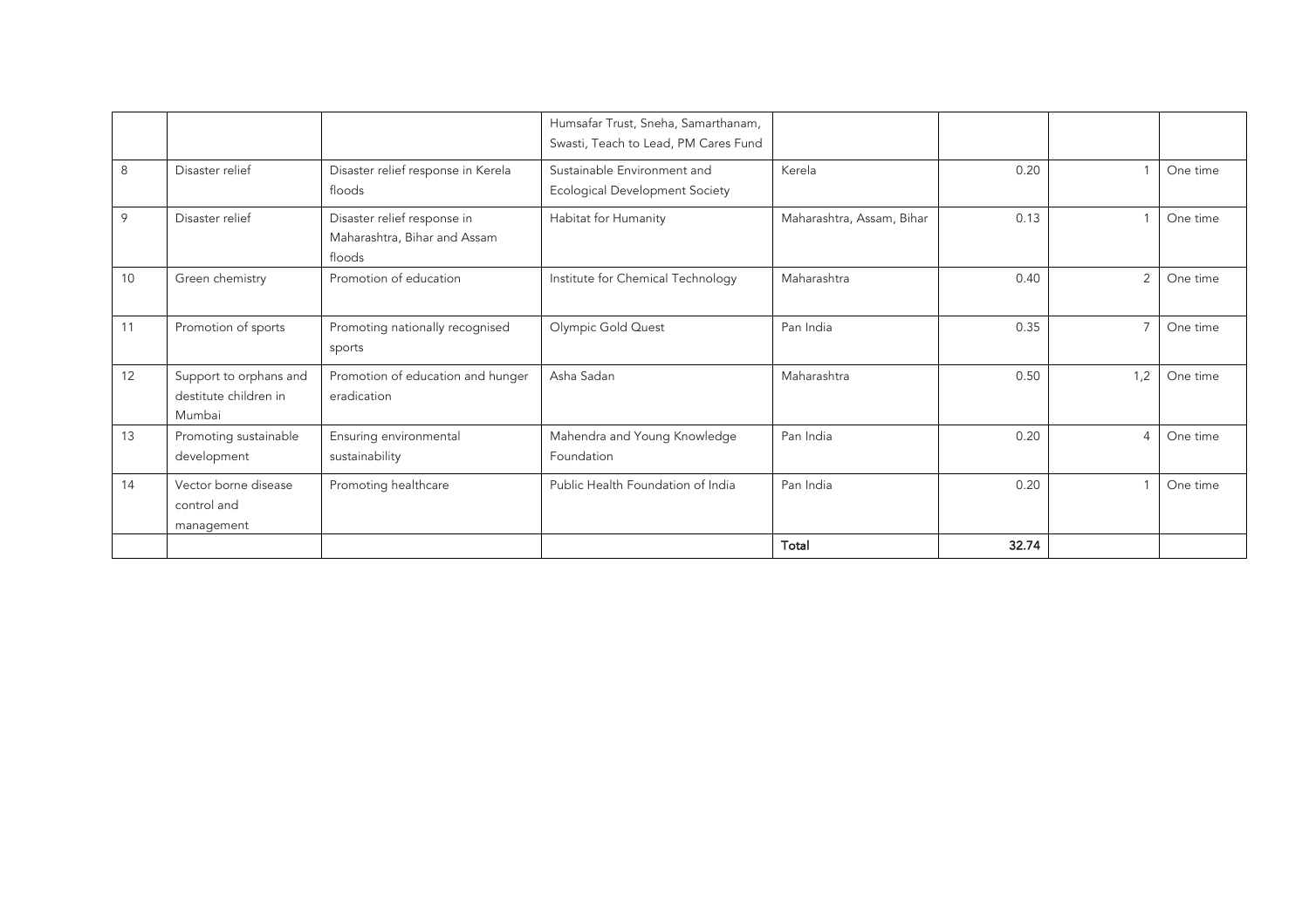| | | | | | | | |
|---|---|---|---|---|---|---|---|
| | | | Humsafar Trust, Sneha, Samarthanam, Swasti, Teach to Lead, PM Cares Fund | | | | |
| 8 | Disaster relief | Disaster relief response in Kerela floods | Sustainable Environment and Ecological Development Society | Kerela | 0.20 | 1 | One time |
| 9 | Disaster relief | Disaster relief response in Maharashtra, Bihar and Assam floods | Habitat for Humanity | Maharashtra, Assam, Bihar | 0.13 | 1 | One time |
| 10 | Green chemistry | Promotion of education | Institute for Chemical Technology | Maharashtra | 0.40 | 2 | One time |
| 11 | Promotion of sports | Promoting nationally recognised sports | Olympic Gold Quest | Pan India | 0.35 | 7 | One time |
| 12 | Support to orphans and destitute children in Mumbai | Promotion of education and hunger eradication | Asha Sadan | Maharashtra | 0.50 | 1,2 | One time |
| 13 | Promoting sustainable development | Ensuring environmental sustainability | Mahendra and Young Knowledge Foundation | Pan India | 0.20 | 4 | One time |
| 14 | Vector borne disease control and management | Promoting healthcare | Public Health Foundation of India | Pan India | 0.20 | 1 | One time |
| | | | | **Total** | **32.74** | | |